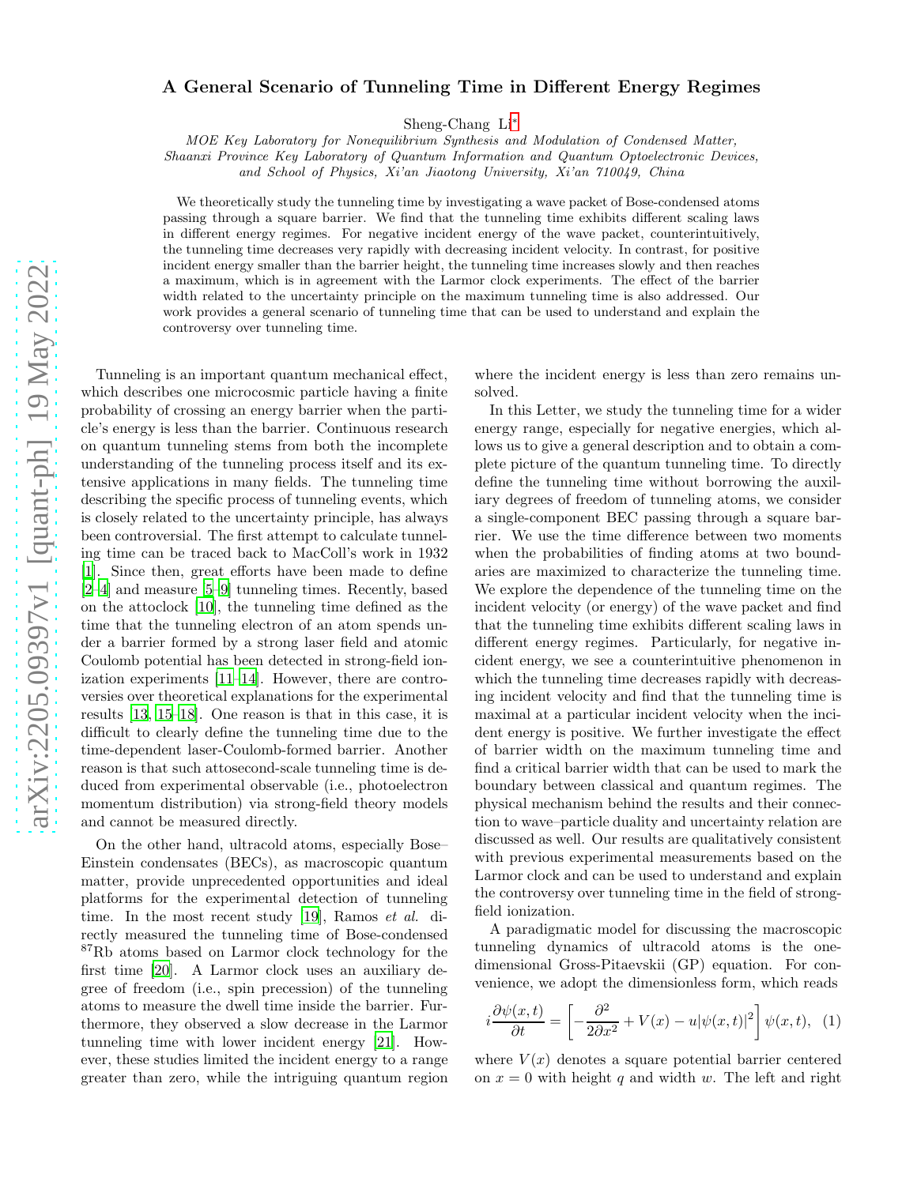# A General Scenario of Tunneling Time in Different Energy Regimes

Sheng-Chang Li*

*MOE Key Laboratory for Nonequilibrium Synthesis and Modulation of Condensed Matter, Shaanxi Province Key Laboratory of Quantum Information and Quantum Optoelectronic Devices, and School of Physics, Xi'an Jiaotong University, Xi'an 710049, China*

We theoretically study the tunneling time by investigating a wave packet of Bose-condensed atoms passing through a square barrier. We find that the tunneling time exhibits different scaling laws in different energy regimes. For negative incident energy of the wave packet, counterintuitively, the tunneling time decreases very rapidly with decreasing incident velocity. In contrast, for positive incident energy smaller than the barrier height, the tunneling time increases slowly and then reaches a maximum, which is in agreement with the Larmor clock experiments. The effect of the barrier width related to the uncertainty principle on the maximum tunneling time is also addressed. Our work provides a general scenario of tunneling time that can be used to understand and explain the controversy over tunneling time.

Tunneling is an important quantum mechanical effect, which describes one microcosmic particle having a finite probability of crossing an energy barrier when the particle's energy is less than the barrier. Continuous research on quantum tunneling stems from both the incomplete understanding of the tunneling process itself and its extensive applications in many fields. The tunneling time describing the specific process of tunneling events, which is closely related to the uncertainty principle, has always been controversial. The first attempt to calculate tunneling time can be traced back to MacColl's work in 1932 [1]. Since then, great efforts have been made to define [2–4] and measure [5–9] tunneling times. Recently, based on the attoclock [10], the tunneling time defined as the time that the tunneling electron of an atom spends under a barrier formed by a strong laser field and atomic Coulomb potential has been detected in strong-field ionization experiments [11–14]. However, there are controversies over theoretical explanations for the experimental results [13, 15–18]. One reason is that in this case, it is difficult to clearly define the tunneling time due to the time-dependent laser-Coulomb-formed barrier. Another reason is that such attosecond-scale tunneling time is deduced from experimental observable (i.e., photoelectron momentum distribution) via strong-field theory models and cannot be measured directly.

On the other hand, ultracold atoms, especially Bose–Einstein condensates (BECs), as macroscopic quantum matter, provide unprecedented opportunities and ideal platforms for the experimental detection of tunneling time. In the most recent study [19], Ramos *et al.* directly measured the tunneling time of Bose-condensed $^{87}$Rb atoms based on Larmor clock technology for the first time [20]. A Larmor clock uses an auxiliary degree of freedom (i.e., spin precession) of the tunneling atoms to measure the dwell time inside the barrier. Furthermore, they observed a slow decrease in the Larmor tunneling time with lower incident energy [21]. However, these studies limited the incident energy to a range greater than zero, while the intriguing quantum region where the incident energy is less than zero remains unsolved.

In this Letter, we study the tunneling time for a wider energy range, especially for negative energies, which allows us to give a general description and to obtain a complete picture of the quantum tunneling time. To directly define the tunneling time without borrowing the auxiliary degrees of freedom of tunneling atoms, we consider a single-component BEC passing through a square barrier. We use the time difference between two moments when the probabilities of finding atoms at two boundaries are maximized to characterize the tunneling time. We explore the dependence of the tunneling time on the incident velocity (or energy) of the wave packet and find that the tunneling time exhibits different scaling laws in different energy regimes. Particularly, for negative incident energy, we see a counterintuitive phenomenon in which the tunneling time decreases rapidly with decreasing incident velocity and find that the tunneling time is maximal at a particular incident velocity when the incident energy is positive. We further investigate the effect of barrier width on the maximum tunneling time and find a critical barrier width that can be used to mark the boundary between classical and quantum regimes. The physical mechanism behind the results and their connection to wave–particle duality and uncertainty relation are discussed as well. Our results are qualitatively consistent with previous experimental measurements based on the Larmor clock and can be used to understand and explain the controversy over tunneling time in the field of strong-field ionization.

A paradigmatic model for discussing the macroscopic tunneling dynamics of ultracold atoms is the one-dimensional Gross-Pitaevskii (GP) equation. For convenience, we adopt the dimensionless form, which reads

$$i\frac{\partial\psi(x,t)}{\partial t} = \left[-\frac{\partial^2}{2\partial x^2} + V(x) - u|\psi(x,t)|^2\right]\psi(x,t), \quad (1)$$

where $V(x)$ denotes a square potential barrier centered on $x = 0$ with height $q$ and width $w$. The left and right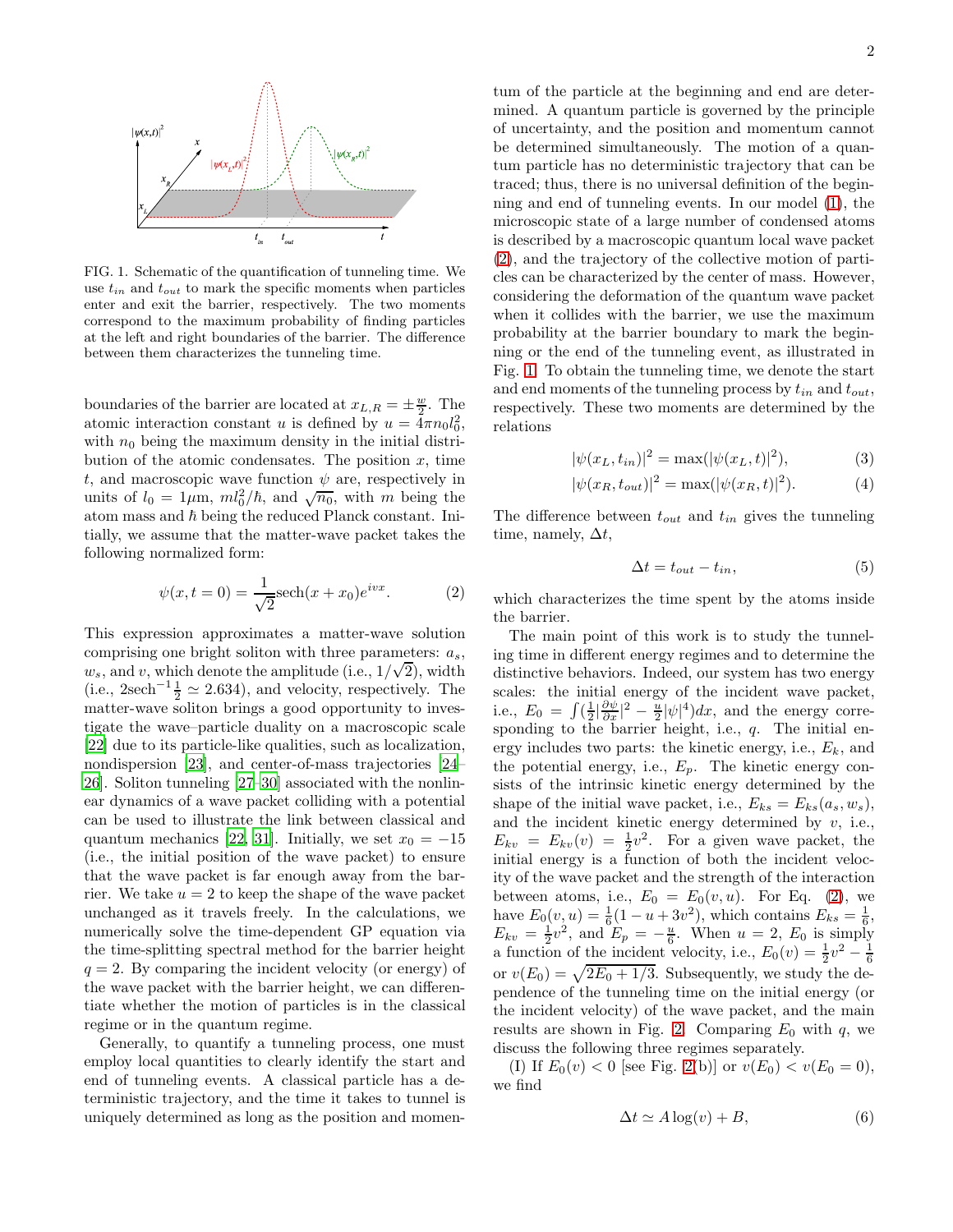FIG. 1. Schematic of the quantification of tunneling time. We use $t_{in}$ and $t_{out}$ to mark the specific moments when particles enter and exit the barrier, respectively. The two moments correspond to the maximum probability of finding particles at the left and right boundaries of the barrier. The difference between them characterizes the tunneling time.

boundaries of the barrier are located at $x_{L,R} = \pm\frac{w}{2}$. The atomic interaction constant $u$ is defined by $u = 4\pi n_0 l_0^2$, with $n_0$ being the maximum density in the initial distribution of the atomic condensates. The position $x$, time $t$, and macroscopic wave function $\psi$ are, respectively in units of $l_0 = 1\mu$m, $ml_0^2/\hbar$, and $\sqrt{n_0}$, with $m$ being the atom mass and $\hbar$ being the reduced Planck constant. Initially, we assume that the matter-wave packet takes the following normalized form:

$$\psi(x, t = 0) = \frac{1}{\sqrt{2}}\text{sech}(x + x_0)e^{ivx}. \tag{2}$$

This expression approximates a matter-wave solution comprising one bright soliton with three parameters: $a_s$, $w_s$, and $v$, which denote the amplitude (i.e., $1/\sqrt{2}$), width (i.e., $2\text{sech}^{-1}\frac{1}{2} \simeq 2.634$), and velocity, respectively. The matter-wave soliton brings a good opportunity to investigate the wave–particle duality on a macroscopic scale [22] due to its particle-like qualities, such as localization, nondispersion [23], and center-of-mass trajectories [24–26]. Soliton tunneling [27–30] associated with the nonlinear dynamics of a wave packet colliding with a potential can be used to illustrate the link between classical and quantum mechanics [22, 31]. Initially, we set $x_0 = -15$ (i.e., the initial position of the wave packet) to ensure that the wave packet is far enough away from the barrier. We take $u = 2$ to keep the shape of the wave packet unchanged as it travels freely. In the calculations, we numerically solve the time-dependent GP equation via the time-splitting spectral method for the barrier height $q = 2$. By comparing the incident velocity (or energy) of the wave packet with the barrier height, we can differentiate whether the motion of particles is in the classical regime or in the quantum regime.

Generally, to quantify a tunneling process, one must employ local quantities to clearly identify the start and end of tunneling events. A classical particle has a deterministic trajectory, and the time it takes to tunnel is uniquely determined as long as the position and momentum of the particle at the beginning and end are determined. A quantum particle is governed by the principle of uncertainty, and the position and momentum cannot be determined simultaneously. The motion of a quantum particle has no deterministic trajectory that can be traced; thus, there is no universal definition of the beginning and end of tunneling events. In our model (1), the microscopic state of a large number of condensed atoms is described by a macroscopic quantum local wave packet (2), and the trajectory of the collective motion of particles can be characterized by the center of mass. However, considering the deformation of the quantum wave packet when it collides with the barrier, we use the maximum probability at the barrier boundary to mark the beginning or the end of the tunneling event, as illustrated in Fig. 1. To obtain the tunneling time, we denote the start and end moments of the tunneling process by $t_{in}$ and $t_{out}$, respectively. These two moments are determined by the relations

$$|\psi(x_L, t_{in})|^2 = \max(|\psi(x_L, t)|^2), \tag{3}$$

$$|\psi(x_R, t_{out})|^2 = \max(|\psi(x_R, t)|^2). \tag{4}$$

The difference between $t_{out}$ and $t_{in}$ gives the tunneling time, namely, $\Delta t$,

$$\Delta t = t_{out} - t_{in}, \tag{5}$$

which characterizes the time spent by the atoms inside the barrier.

The main point of this work is to study the tunneling time in different energy regimes and to determine the distinctive behaviors. Indeed, our system has two energy scales: the initial energy of the incident wave packet, i.e., $E_0 = \int(\frac{1}{2}|\frac{\partial\psi}{\partial x}|^2 - \frac{u}{2}|\psi|^4)dx$, and the energy corresponding to the barrier height, i.e., $q$. The initial energy includes two parts: the kinetic energy, i.e., $E_k$, and the potential energy, i.e., $E_p$. The kinetic energy consists of the intrinsic kinetic energy determined by the shape of the initial wave packet, i.e., $E_{ks} = E_{ks}(a_s, w_s)$, and the incident kinetic energy determined by $v$, i.e., $E_{kv} = E_{kv}(v) = \frac{1}{2}v^2$. For a given wave packet, the initial energy is a function of both the incident velocity of the wave packet and the strength of the interaction between atoms, i.e., $E_0 = E_0(v, u)$. For Eq. (2), we have $E_0(v, u) = \frac{1}{6}(1 - u + 3v^2)$, which contains $E_{ks} = \frac{1}{6}$, $E_{kv} = \frac{1}{2}v^2$, and $E_p = -\frac{u}{6}$. When $u = 2$, $E_0$ is simply a function of the incident velocity, i.e., $E_0(v) = \frac{1}{2}v^2 - \frac{1}{6}$ or $v(E_0) = \sqrt{2E_0 + 1/3}$. Subsequently, we study the dependence of the tunneling time on the initial energy (or the incident velocity) of the wave packet, and the main results are shown in Fig. 2. Comparing $E_0$ with $q$, we discuss the following three regimes separately.

(I) If $E_0(v) < 0$ [see Fig. 2(b)] or $v(E_0) < v(E_0 = 0)$, we find

$$\Delta t \simeq A\log(v) + B, \tag{6}$$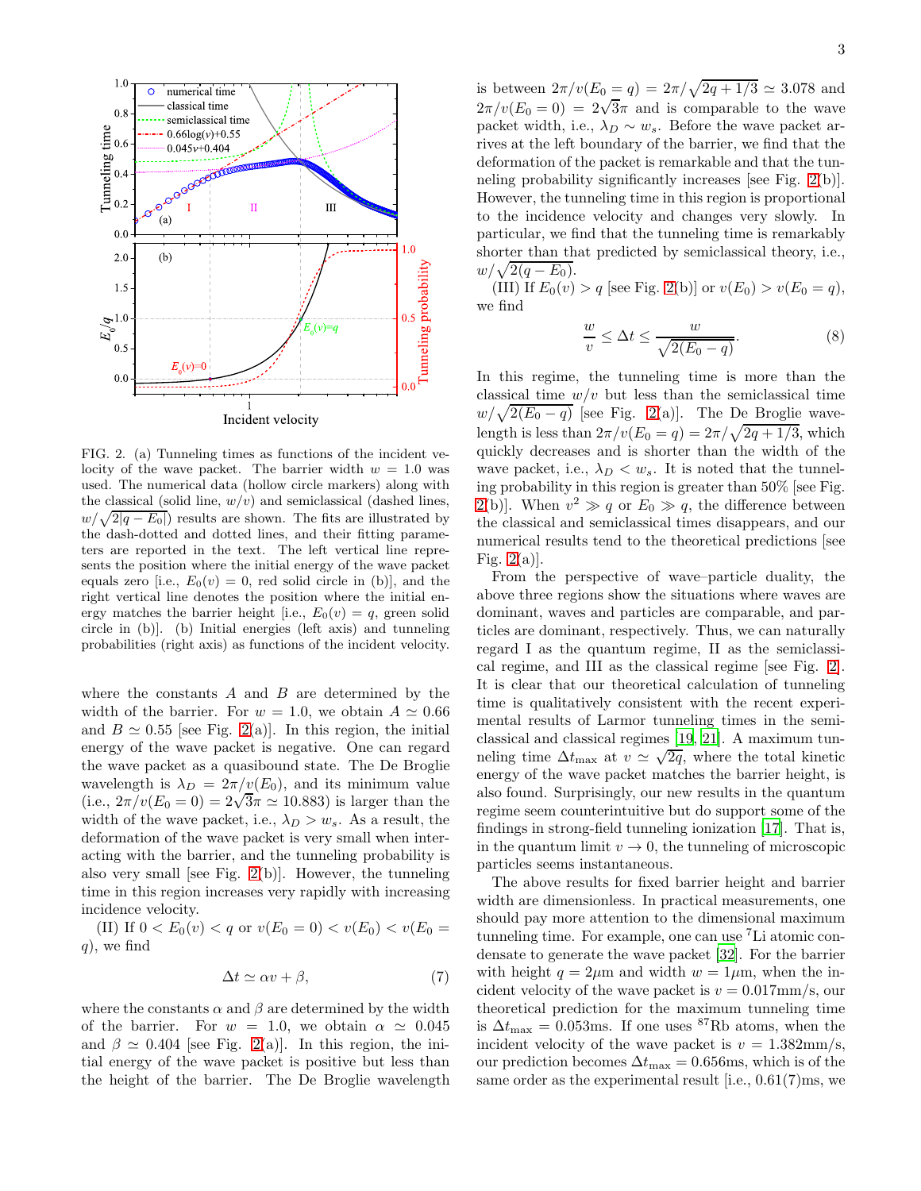FIG. 2. (a) Tunneling times as functions of the incident velocity of the wave packet. The barrier width $w = 1.0$ was used. The numerical data (hollow circle markers) along with the classical (solid line, $w/v$) and semiclassical (dashed lines, $w/\sqrt{2|q-E_0|}$) results are shown. The fits are illustrated by the dash-dotted and dotted lines, and their fitting parameters are reported in the text. The left vertical line represents the position where the initial energy of the wave packet equals zero [i.e., $E_0(v) = 0$, red solid circle in (b)], and the right vertical line denotes the position where the initial energy matches the barrier height [i.e., $E_0(v) = q$, green solid circle in (b)]. (b) Initial energies (left axis) and tunneling probabilities (right axis) as functions of the incident velocity.

where the constants $A$ and $B$ are determined by the width of the barrier. For $w = 1.0$, we obtain $A \simeq 0.66$ and $B \simeq 0.55$ [see Fig. 2(a)]. In this region, the initial energy of the wave packet is negative. One can regard the wave packet as a quasibound state. The De Broglie wavelength is $\lambda_D = 2\pi/v(E_0)$, and its minimum value (i.e., $2\pi/v(E_0 = 0) = 2\sqrt{3}\pi \simeq 10.883$) is larger than the width of the wave packet, i.e., $\lambda_D > w_s$. As a result, the deformation of the wave packet is very small when interacting with the barrier, and the tunneling probability is also very small [see Fig. 2(b)]. However, the tunneling time in this region increases very rapidly with increasing incidence velocity.

(II) If $0 < E_0(v) < q$ or $v(E_0 = 0) < v(E_0) < v(E_0 = q)$, we find

$$\Delta t \simeq \alpha v + \beta, \tag{7}$$

where the constants $\alpha$ and $\beta$ are determined by the width of the barrier. For $w = 1.0$, we obtain $\alpha \simeq 0.045$ and $\beta \simeq 0.404$ [see Fig. 2(a)]. In this region, the initial energy of the wave packet is positive but less than the height of the barrier. The De Broglie wavelength is between $2\pi/v(E_0 = q) = 2\pi/\sqrt{2q + 1/3} \simeq 3.078$ and $2\pi/v(E_0 = 0) = 2\sqrt{3}\pi$ and is comparable to the wave packet width, i.e., $\lambda_D \sim w_s$. Before the wave packet arrives at the left boundary of the barrier, we find that the deformation of the packet is remarkable and that the tunneling probability significantly increases [see Fig. 2(b)]. However, the tunneling time in this region is proportional to the incidence velocity and changes very slowly. In particular, we find that the tunneling time is remarkably shorter than that predicted by semiclassical theory, i.e., $w/\sqrt{2(q - E_0)}$.

(III) If $E_0(v) > q$ [see Fig. 2(b)] or $v(E_0) > v(E_0 = q)$, we find

$$\frac{w}{v} \leq \Delta t \leq \frac{w}{\sqrt{2(E_0 - q)}}. \tag{8}$$

In this regime, the tunneling time is more than the classical time $w/v$ but less than the semiclassical time $w/\sqrt{2(E_0 - q)}$ [see Fig. 2(a)]. The De Broglie wavelength is less than $2\pi/v(E_0 = q) = 2\pi/\sqrt{2q + 1/3}$, which quickly decreases and is shorter than the width of the wave packet, i.e., $\lambda_D < w_s$. It is noted that the tunneling probability in this region is greater than 50% [see Fig. 2(b)]. When $v^2 \gg q$ or $E_0 \gg q$, the difference between the classical and semiclassical times disappears, and our numerical results tend to the theoretical predictions [see Fig. 2(a)].

From the perspective of wave–particle duality, the above three regions show the situations where waves are dominant, waves and particles are comparable, and particles are dominant, respectively. Thus, we can naturally regard I as the quantum regime, II as the semiclassical regime, and III as the classical regime [see Fig. 2]. It is clear that our theoretical calculation of tunneling time is qualitatively consistent with the recent experimental results of Larmor tunneling times in the semiclassical and classical regimes [19, 21]. A maximum tunneling time $\Delta t_{\max}$ at $v \simeq \sqrt{2q}$, where the total kinetic energy of the wave packet matches the barrier height, is also found. Surprisingly, our new results in the quantum regime seem counterintuitive but do support some of the findings in strong-field tunneling ionization [17]. That is, in the quantum limit $v \to 0$, the tunneling of microscopic particles seems instantaneous.

The above results for fixed barrier height and barrier width are dimensionless. In practical measurements, one should pay more attention to the dimensional maximum tunneling time. For example, one can use $^7$Li atomic condensate to generate the wave packet [32]. For the barrier with height $q = 2\mu$m and width $w = 1\mu$m, when the incident velocity of the wave packet is $v = 0.017$mm/s, our theoretical prediction for the maximum tunneling time is $\Delta t_{\max} = 0.053$ms. If one uses $^{87}$Rb atoms, when the incident velocity of the wave packet is $v = 1.382$mm/s, our prediction becomes $\Delta t_{\max} = 0.656$ms, which is of the same order as the experimental result [i.e., 0.61(7)ms, we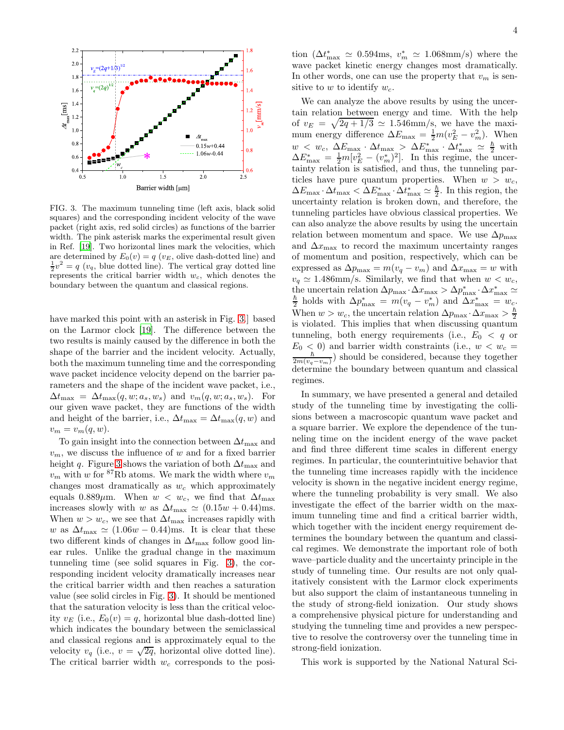FIG. 3. The maximum tunneling time (left axis, black solid squares) and the corresponding incident velocity of the wave packet (right axis, red solid circles) as functions of the barrier width. The pink asterisk marks the experimental result given in Ref. [19]. Two horizontal lines mark the velocities, which are determined by $E_0(v) = q$ ($v_E$, olive dash-dotted line) and $\frac{1}{2}v^2 = q$ ($v_q$, blue dotted line). The vertical gray dotted line represents the critical barrier width $w_c$, which denotes the boundary between the quantum and classical regions.

have marked this point with an asterisk in Fig. 3.] based on the Larmor clock [19]. The difference between the two results is mainly caused by the difference in both the shape of the barrier and the incident velocity. Actually, both the maximum tunneling time and the corresponding wave packet incidence velocity depend on the barrier parameters and the shape of the incident wave packet, i.e., $\Delta t_{\max} = \Delta t_{\max}(q, w; a_s, w_s)$ and $v_m(q, w; a_s, w_s)$. For our given wave packet, they are functions of the width and height of the barrier, i.e., $\Delta t_{\max} = \Delta t_{\max}(q, w)$ and $v_m = v_m(q, w)$.

To gain insight into the connection between $\Delta t_{\max}$ and $v_m$, we discuss the influence of $w$ and for a fixed barrier height $q$. Figure 3 shows the variation of both $\Delta t_{\max}$ and $v_m$ with $w$ for $^{87}$Rb atoms. We mark the width where $v_m$ changes most dramatically as $w_c$ which approximately equals $0.889\mu$m. When $w < w_c$, we find that $\Delta t_{\max}$ increases slowly with $w$ as $\Delta t_{\max} \simeq (0.15w + 0.44)$ms. When $w > w_c$, we see that $\Delta t_{\max}$ increases rapidly with $w$ as $\Delta t_{\max} \simeq (1.06w - 0.44)$ms. It is clear that these two different kinds of changes in $\Delta t_{\max}$ follow good linear rules. Unlike the gradual change in the maximum tunneling time (see solid squares in Fig. 3), the corresponding incident velocity dramatically increases near the critical barrier width and then reaches a saturation value (see solid circles in Fig. 3). It should be mentioned that the saturation velocity is less than the critical velocity $v_E$ (i.e., $E_0(v) = q$, horizontal blue dash-dotted line) which indicates the boundary between the semiclassical and classical regions and is approximately equal to the velocity $v_q$ (i.e., $v = \sqrt{2q}$, horizontal olive dotted line). The critical barrier width $w_c$ corresponds to the position ($\Delta t^*_{\max} \simeq 0.594$ms, $v^*_m \simeq 1.068$mm/s) where the wave packet kinetic energy changes most dramatically. In other words, one can use the property that $v_m$ is sensitive to $w$ to identify $w_c$.

We can analyze the above results by using the uncertain relation between energy and time. With the help of $v_E = \sqrt{2q + 1/3} \simeq 1.546$mm/s, we have the maximum energy difference $\Delta E_{\max} = \frac{1}{2}m(v_E^2 - v_m^2)$. When $w < w_c$, $\Delta E_{\max} \cdot \Delta t_{\max} > \Delta E^*_{\max} \cdot \Delta t^*_{\max} \simeq \frac{\hbar}{2}$ with $\Delta E^*_{\max} = \frac{1}{2}m[v_E^2 - (v^*_m)^2]$. In this regime, the uncertainty relation is satisfied, and thus, the tunneling particles have pure quantum properties. When $w > w_c$, $\Delta E_{\max} \cdot \Delta t_{\max} < \Delta E^*_{\max} \cdot \Delta t^*_{\max} \simeq \frac{\hbar}{2}$. In this region, the uncertainty relation is broken down, and therefore, the tunneling particles have obvious classical properties. We can also analyze the above results by using the uncertain relation between momentum and space. We use $\Delta p_{\max}$ and $\Delta x_{\max}$ to record the maximum uncertainty ranges of momentum and position, respectively, which can be expressed as $\Delta p_{\max} = m(v_q - v_m)$ and $\Delta x_{\max} = w$ with $v_q \simeq 1.486$mm/s. Similarly, we find that when $w < w_c$, the uncertain relation $\Delta p_{\max} \cdot \Delta x_{\max} > \Delta p^*_{\max} \cdot \Delta x^*_{\max} \simeq \frac{\hbar}{2}$ holds with $\Delta p^*_{\max} = m(v_q - v^*_m)$ and $\Delta x^*_{\max} = w_c$. When $w > w_c$, the uncertain relation $\Delta p_{\max} \cdot \Delta x_{\max} > \frac{\hbar}{2}$ is violated. This implies that when discussing quantum tunneling, both energy requirements (i.e., $E_0 < q$ or $E_0 < 0$) and barrier width constraints (i.e., $w < w_c = \frac{\hbar}{2m(v_q - v_m)}$) should be considered, because they together determine the boundary between quantum and classical regimes.

In summary, we have presented a general and detailed study of the tunneling time by investigating the collisions between a macroscopic quantum wave packet and a square barrier. We explore the dependence of the tunneling time on the incident energy of the wave packet and find three different time scales in different energy regimes. In particular, the counterintuitive behavior that the tunneling time increases rapidly with the incidence velocity is shown in the negative incident energy regime, where the tunneling probability is very small. We also investigate the effect of the barrier width on the maximum tunneling time and find a critical barrier width, which together with the incident energy requirement determines the boundary between the quantum and classical regimes. We demonstrate the important role of both wave–particle duality and the uncertainty principle in the study of tunneling time. Our results are not only qualitatively consistent with the Larmor clock experiments but also support the claim of instantaneous tunneling in the study of strong-field ionization. Our study shows a comprehensive physical picture for understanding and studying the tunneling time and provides a new perspective to resolve the controversy over the tunneling time in strong-field ionization.

This work is supported by the National Natural Sci-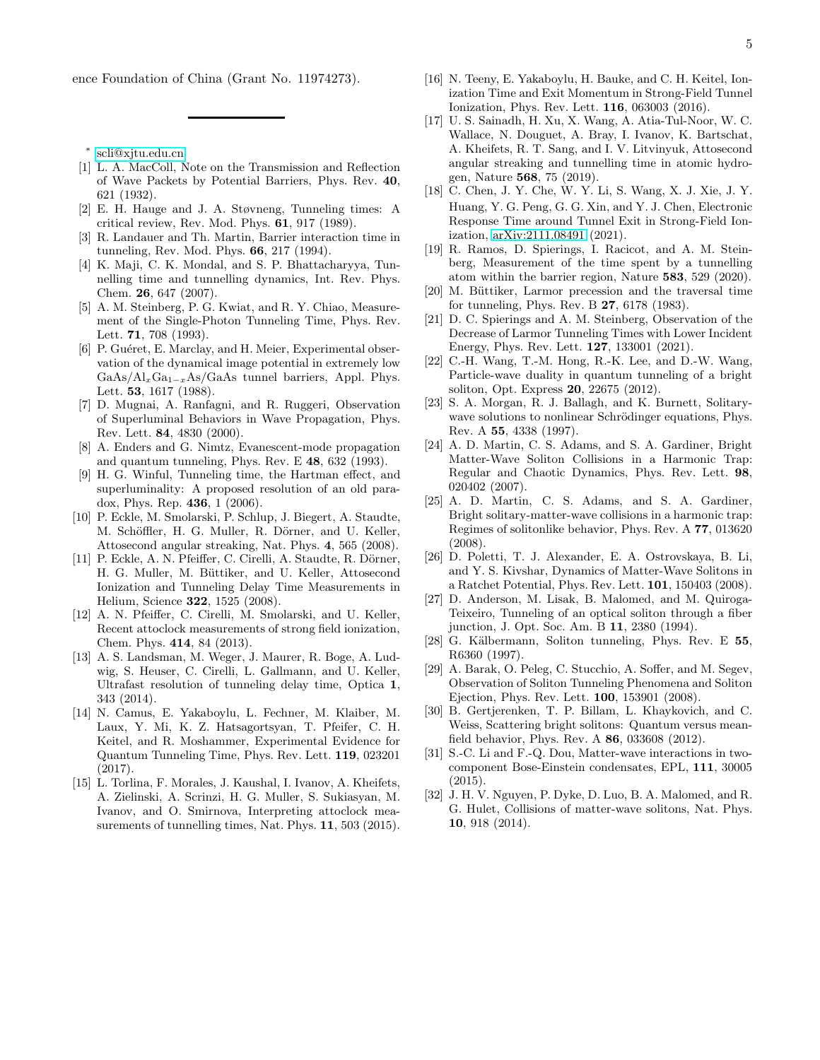ence Foundation of China (Grant No. 11974273).

---

* scli@xjtu.edu.cn

[1] L. A. MacColl, Note on the Transmission and Reflection of Wave Packets by Potential Barriers, Phys. Rev. **40**, 621 (1932).

[2] E. H. Hauge and J. A. Støvneng, Tunneling times: A critical review, Rev. Mod. Phys. **61**, 917 (1989).

[3] R. Landauer and Th. Martin, Barrier interaction time in tunneling, Rev. Mod. Phys. **66**, 217 (1994).

[4] K. Maji, C. K. Mondal, and S. P. Bhattacharyya, Tunnelling time and tunnelling dynamics, Int. Rev. Phys. Chem. **26**, 647 (2007).

[5] A. M. Steinberg, P. G. Kwiat, and R. Y. Chiao, Measurement of the Single-Photon Tunneling Time, Phys. Rev. Lett. **71**, 708 (1993).

[6] P. Guéret, E. Marclay, and H. Meier, Experimental observation of the dynamical image potential in extremely low GaAs/$Al_xGa_{1-x}$As/GaAs tunnel barriers, Appl. Phys. Lett. **53**, 1617 (1988).

[7] D. Mugnai, A. Ranfagni, and R. Ruggeri, Observation of Superluminal Behaviors in Wave Propagation, Phys. Rev. Lett. **84**, 4830 (2000).

[8] A. Enders and G. Nimtz, Evanescent-mode propagation and quantum tunneling, Phys. Rev. E **48**, 632 (1993).

[9] H. G. Winful, Tunneling time, the Hartman effect, and superluminality: A proposed resolution of an old paradox, Phys. Rep. **436**, 1 (2006).

[10] P. Eckle, M. Smolarski, P. Schlup, J. Biegert, A. Staudte, M. Schöffler, H. G. Muller, R. Dörner, and U. Keller, Attosecond angular streaking, Nat. Phys. **4**, 565 (2008).

[11] P. Eckle, A. N. Pfeiffer, C. Cirelli, A. Staudte, R. Dörner, H. G. Muller, M. Büttiker, and U. Keller, Attosecond Ionization and Tunneling Delay Time Measurements in Helium, Science **322**, 1525 (2008).

[12] A. N. Pfeiffer, C. Cirelli, M. Smolarski, and U. Keller, Recent attoclock measurements of strong field ionization, Chem. Phys. **414**, 84 (2013).

[13] A. S. Landsman, M. Weger, J. Maurer, R. Boge, A. Ludwig, S. Heuser, C. Cirelli, L. Gallmann, and U. Keller, Ultrafast resolution of tunneling delay time, Optica **1**, 343 (2014).

[14] N. Camus, E. Yakaboylu, L. Fechner, M. Klaiber, M. Laux, Y. Mi, K. Z. Hatsagortsyan, T. Pfeifer, C. H. Keitel, and R. Moshammer, Experimental Evidence for Quantum Tunneling Time, Phys. Rev. Lett. **119**, 023201 (2017).

[15] L. Torlina, F. Morales, J. Kaushal, I. Ivanov, A. Kheifets, A. Zielinski, A. Scrinzi, H. G. Muller, S. Sukiasyan, M. Ivanov, and O. Smirnova, Interpreting attoclock measurements of tunnelling times, Nat. Phys. **11**, 503 (2015).

[16] N. Teeny, E. Yakaboylu, H. Bauke, and C. H. Keitel, Ionization Time and Exit Momentum in Strong-Field Tunnel Ionization, Phys. Rev. Lett. **116**, 063003 (2016).

[17] U. S. Sainadh, H. Xu, X. Wang, A. Atia-Tul-Noor, W. C. Wallace, N. Douguet, A. Bray, I. Ivanov, K. Bartschat, A. Kheifets, R. T. Sang, and I. V. Litvinyuk, Attosecond angular streaking and tunnelling time in atomic hydrogen, Nature **568**, 75 (2019).

[18] C. Chen, J. Y. Che, W. Y. Li, S. Wang, X. J. Xie, J. Y. Huang, Y. G. Peng, G. G. Xin, and Y. J. Chen, Electronic Response Time around Tunnel Exit in Strong-Field Ionization, arXiv:2111.08491 (2021).

[19] R. Ramos, D. Spierings, I. Racicot, and A. M. Steinberg, Measurement of the time spent by a tunnelling atom within the barrier region, Nature **583**, 529 (2020).

[20] M. Büttiker, Larmor precession and the traversal time for tunneling, Phys. Rev. B **27**, 6178 (1983).

[21] D. C. Spierings and A. M. Steinberg, Observation of the Decrease of Larmor Tunneling Times with Lower Incident Energy, Phys. Rev. Lett. **127**, 133001 (2021).

[22] C.-H. Wang, T.-M. Hong, R.-K. Lee, and D.-W. Wang, Particle-wave duality in quantum tunneling of a bright soliton, Opt. Express **20**, 22675 (2012).

[23] S. A. Morgan, R. J. Ballagh, and K. Burnett, Solitary-wave solutions to nonlinear Schrödinger equations, Phys. Rev. A **55**, 4338 (1997).

[24] A. D. Martin, C. S. Adams, and S. A. Gardiner, Bright Matter-Wave Soliton Collisions in a Harmonic Trap: Regular and Chaotic Dynamics, Phys. Rev. Lett. **98**, 020402 (2007).

[25] A. D. Martin, C. S. Adams, and S. A. Gardiner, Bright solitary-matter-wave collisions in a harmonic trap: Regimes of solitonlike behavior, Phys. Rev. A **77**, 013620 (2008).

[26] D. Poletti, T. J. Alexander, E. A. Ostrovskaya, B. Li, and Y. S. Kivshar, Dynamics of Matter-Wave Solitons in a Ratchet Potential, Phys. Rev. Lett. **101**, 150403 (2008).

[27] D. Anderson, M. Lisak, B. Malomed, and M. Quiroga-Teixeiro, Tunneling of an optical soliton through a fiber junction, J. Opt. Soc. Am. B **11**, 2380 (1994).

[28] G. Kälbermann, Soliton tunneling, Phys. Rev. E **55**, R6360 (1997).

[29] A. Barak, O. Peleg, C. Stucchio, A. Soffer, and M. Segev, Observation of Soliton Tunneling Phenomena and Soliton Ejection, Phys. Rev. Lett. **100**, 153901 (2008).

[30] B. Gertjerenken, T. P. Billam, L. Khaykovich, and C. Weiss, Scattering bright solitons: Quantum versus mean-field behavior, Phys. Rev. A **86**, 033608 (2012).

[31] S.-C. Li and F.-Q. Dou, Matter-wave interactions in two-component Bose-Einstein condensates, EPL, **111**, 30005 (2015).

[32] J. H. V. Nguyen, P. Dyke, D. Luo, B. A. Malomed, and R. G. Hulet, Collisions of matter-wave solitons, Nat. Phys. **10**, 918 (2014).